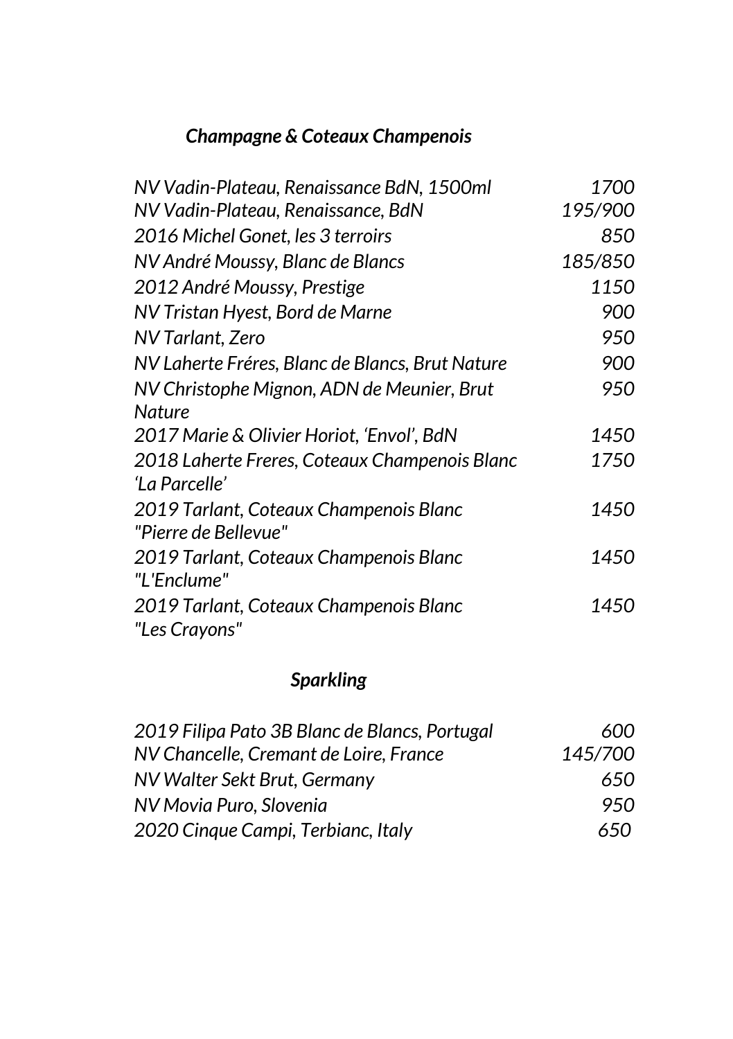## *Champagne & Coteaux Champenois*

| | |
|---|---|
| *NV Vadin-Plateau, Renaissance BdN, 1500ml* | *1700* |
| *NV Vadin-Plateau, Renaissance, BdN* | *195/900* |
| *2016 Michel Gonet, les 3 terroirs* | *850* |
| *NV André Moussy, Blanc de Blancs* | *185/850* |
| *2012 André Moussy, Prestige* | *1150* |
| *NV Tristan Hyest, Bord de Marne* | *900* |
| *NV Tarlant, Zero* | *950* |
| *NV Laherte Fréres, Blanc de Blancs, Brut Nature* | *900* |
| *NV Christophe Mignon, ADN de Meunier, Brut Nature* | *950* |
| *2017 Marie & Olivier Horiot, 'Envol', BdN* | *1450* |
| *2018 Laherte Freres, Coteaux Champenois Blanc 'La Parcelle'* | *1750* |
| *2019 Tarlant, Coteaux Champenois Blanc "Pierre de Bellevue"* | *1450* |
| *2019 Tarlant, Coteaux Champenois Blanc "L'Enclume"* | *1450* |
| *2019 Tarlant, Coteaux Champenois Blanc "Les Crayons"* | *1450* |

## *Sparkling*

| | |
|---|---|
| *2019 Filipa Pato 3B Blanc de Blancs, Portugal* | *600* |
| *NV Chancelle, Cremant de Loire, France* | *145/700* |
| *NV Walter Sekt Brut, Germany* | *650* |
| *NV Movia Puro, Slovenia* | *950* |
| *2020 Cinque Campi, Terbianc, Italy* | *650* |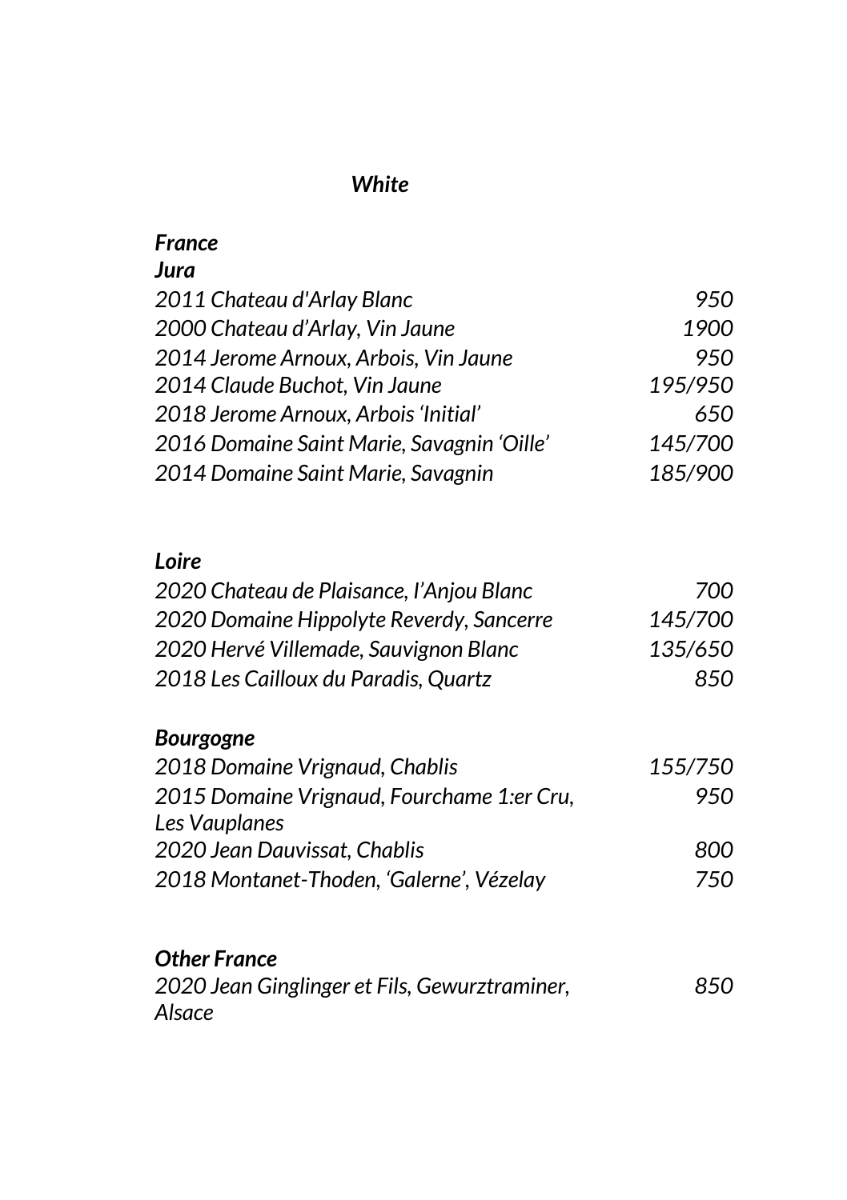## *White*

### *France*

#### *Jura*

| | |
|---|---|
| *2011 Chateau d'Arlay Blanc* | *950* |
| *2000 Chateau d'Arlay, Vin Jaune* | *1900* |
| *2014 Jerome Arnoux, Arbois, Vin Jaune* | *950* |
| *2014 Claude Buchot, Vin Jaune* | *195/950* |
| *2018 Jerome Arnoux, Arbois 'Initial'* | *650* |
| *2016 Domaine Saint Marie, Savagnin 'Oille'* | *145/700* |
| *2014 Domaine Saint Marie, Savagnin* | *185/900* |

#### *Loire*

| | |
|---|---|
| *2020 Chateau de Plaisance, l'Anjou Blanc* | *700* |
| *2020 Domaine Hippolyte Reverdy, Sancerre* | *145/700* |
| *2020 Hervé Villemade, Sauvignon Blanc* | *135/650* |
| *2018 Les Cailloux du Paradis, Quartz* | *850* |

#### *Bourgogne*

| | |
|---|---|
| *2018 Domaine Vrignaud, Chablis* | *155/750* |
| *2015 Domaine Vrignaud, Fourchame 1:er Cru, Les Vauplanes* | *950* |
| *2020 Jean Dauvissat, Chablis* | *800* |
| *2018 Montanet-Thoden, 'Galerne', Vézelay* | *750* |

#### *Other France*

| | |
|---|---|
| *2020 Jean Ginglinger et Fils, Gewurztraminer, Alsace* | *850* |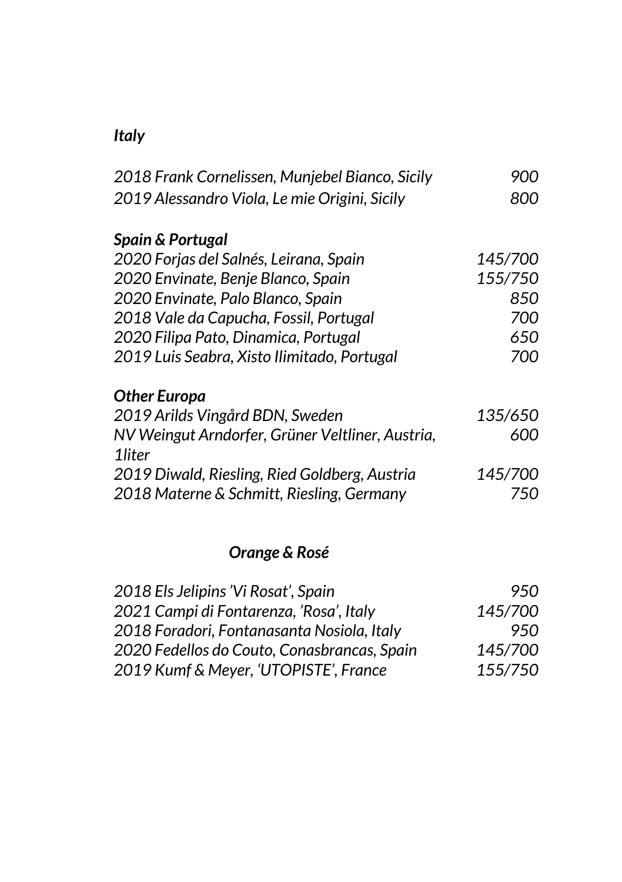### *Italy*

| | |
|---|---|
| *2018 Frank Cornelissen, Munjebel Bianco, Sicily* | *900* |
| *2019 Alessandro Viola, Le mie Origini, Sicily* | *800* |

### *Spain & Portugal*

| | |
|---|---|
| *2020 Forjas del Salnés, Leirana, Spain* | *145/700* |
| *2020 Envinate, Benje Blanco, Spain* | *155/750* |
| *2020 Envinate, Palo Blanco, Spain* | *850* |
| *2018 Vale da Capucha, Fossil, Portugal* | *700* |
| *2020 Filipa Pato, Dinamica, Portugal* | *650* |
| *2019 Luis Seabra, Xisto Ilimitado, Portugal* | *700* |

### *Other Europa*

| | |
|---|---|
| *2019 Arilds Vingård BDN, Sweden* | *135/650* |
| *NV Weingut Arndorfer, Grüner Veltliner, Austria, 1liter* | *600* |
| *2019 Diwald, Riesling, Ried Goldberg, Austria* | *145/700* |
| *2018 Materne & Schmitt, Riesling, Germany* | *750* |

## *Orange & Rosé*

| | |
|---|---|
| *2018 Els Jelipins 'Vi Rosat', Spain* | *950* |
| *2021 Campi di Fontarenza, 'Rosa', Italy* | *145/700* |
| *2018 Foradori, Fontanasanta Nosiola, Italy* | *950* |
| *2020 Fedellos do Couto, Conasbrancas, Spain* | *145/700* |
| *2019 Kumf & Meyer, 'UTOPISTE', France* | *155/750* |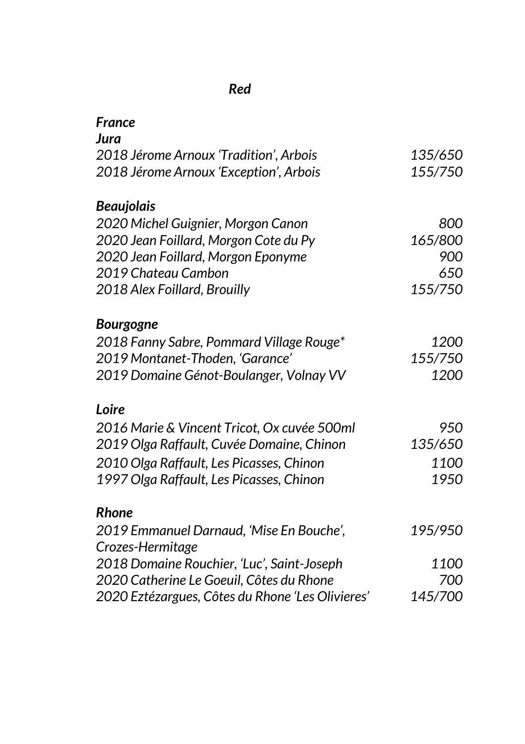# *Red*

## *France*

### *Jura*

| | |
|---|---|
| *2018 Jérome Arnoux 'Tradition', Arbois* | *135/650* |
| *2018 Jérome Arnoux 'Exception', Arbois* | *155/750* |

### *Beaujolais*

| | |
|---|---|
| *2020 Michel Guignier, Morgon Canon* | *800* |
| *2020 Jean Foillard, Morgon Cote du Py* | *165/800* |
| *2020 Jean Foillard, Morgon Eponyme* | *900* |
| *2019 Chateau Cambon* | *650* |
| *2018 Alex Foillard, Brouilly* | *155/750* |

### *Bourgogne*

| | |
|---|---|
| *2018 Fanny Sabre, Pommard Village Rouge** | *1200* |
| *2019 Montanet-Thoden, 'Garance'* | *155/750* |
| *2019 Domaine Génot-Boulanger, Volnay VV* | *1200* |

### *Loire*

| | |
|---|---|
| *2016 Marie & Vincent Tricot, Ox cuvée 500ml* | *950* |
| *2019 Olga Raffault, Cuvée Domaine, Chinon* | *135/650* |
| *2010 Olga Raffault, Les Picasses, Chinon* | *1100* |
| *1997 Olga Raffault, Les Picasses, Chinon* | *1950* |

### *Rhone*

| | |
|---|---|
| *2019 Emmanuel Darnaud, 'Mise En Bouche', Crozes-Hermitage* | *195/950* |
| *2018 Domaine Rouchier, 'Luc', Saint-Joseph* | *1100* |
| *2020 Catherine Le Goeuil, Côtes du Rhone* | *700* |
| *2020 Eztézargues, Côtes du Rhone 'Les Olivieres'* | *145/700* |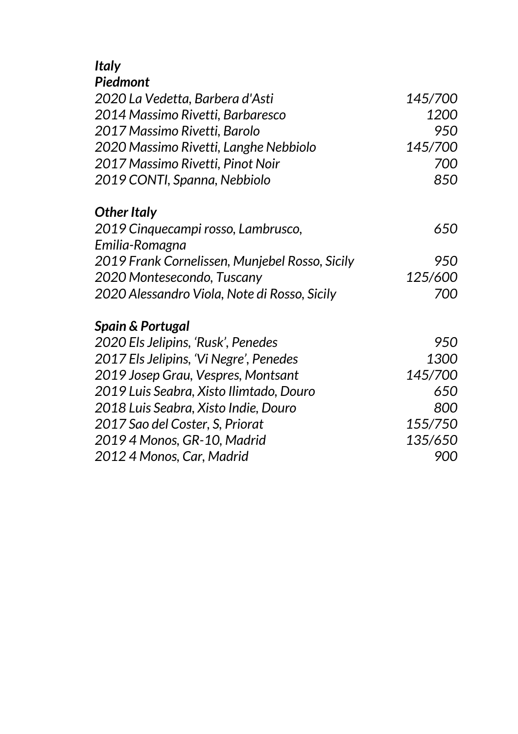***Italy***

***Piedmont***

| | |
|---|---|
| *2020 La Vedetta, Barbera d'Asti* | *145/700* |
| *2014 Massimo Rivetti, Barbaresco* | *1200* |
| *2017 Massimo Rivetti, Barolo* | *950* |
| *2020 Massimo Rivetti, Langhe Nebbiolo* | *145/700* |
| *2017 Massimo Rivetti, Pinot Noir* | *700* |
| *2019 CONTI, Spanna, Nebbiolo* | *850* |

***Other Italy***

| | |
|---|---|
| *2019 Cinquecampi rosso, Lambrusco, Emilia-Romagna* | *650* |
| *2019 Frank Cornelissen, Munjebel Rosso, Sicily* | *950* |
| *2020 Montesecondo, Tuscany* | *125/600* |
| *2020 Alessandro Viola, Note di Rosso, Sicily* | *700* |

***Spain & Portugal***

| | |
|---|---|
| *2020 Els Jelipins, 'Rusk', Penedes* | *950* |
| *2017 Els Jelipins, 'Vi Negre', Penedes* | *1300* |
| *2019 Josep Grau, Vespres, Montsant* | *145/700* |
| *2019 Luis Seabra, Xisto Ilimtado, Douro* | *650* |
| *2018 Luis Seabra, Xisto Indie, Douro* | *800* |
| *2017 Sao del Coster, S, Priorat* | *155/750* |
| *2019 4 Monos, GR-10, Madrid* | *135/650* |
| *2012 4 Monos, Car, Madrid* | *900* |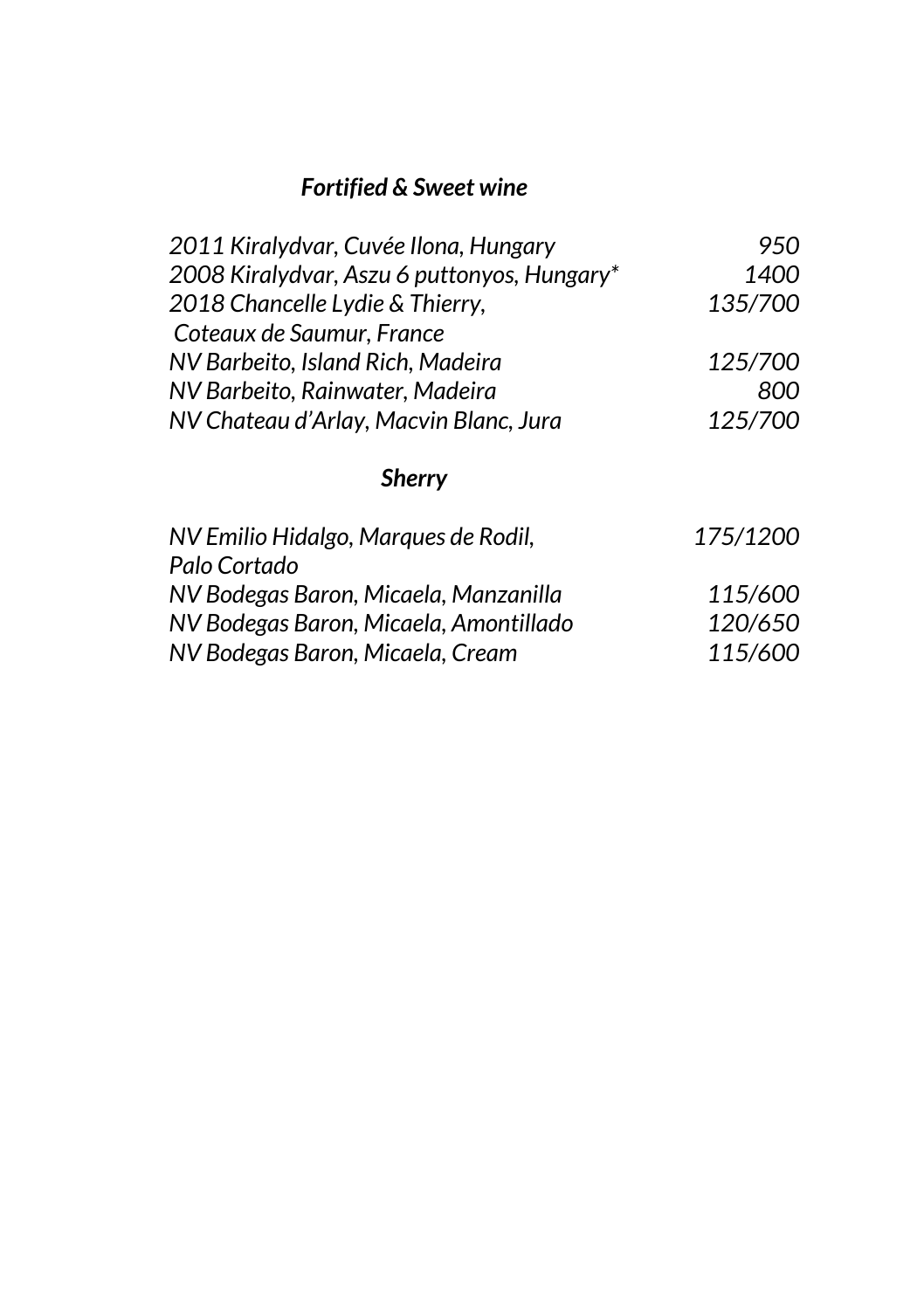## *Fortified & Sweet wine*

| | |
|---|---|
| *2011 Kiralydvar, Cuvée Ilona, Hungary* | *950* |
| *2008 Kiralydvar, Aszu 6 puttonyos, Hungary** | *1400* |
| *2018 Chancelle Lydie & Thierry, Coteaux de Saumur, France* | *135/700* |
| *NV Barbeito, Island Rich, Madeira* | *125/700* |
| *NV Barbeito, Rainwater, Madeira* | *800* |
| *NV Chateau d'Arlay, Macvin Blanc, Jura* | *125/700* |

## *Sherry*

| | |
|---|---|
| *NV Emilio Hidalgo, Marques de Rodil, Palo Cortado* | *175/1200* |
| *NV Bodegas Baron, Micaela, Manzanilla* | *115/600* |
| *NV Bodegas Baron, Micaela, Amontillado* | *120/650* |
| *NV Bodegas Baron, Micaela, Cream* | *115/600* |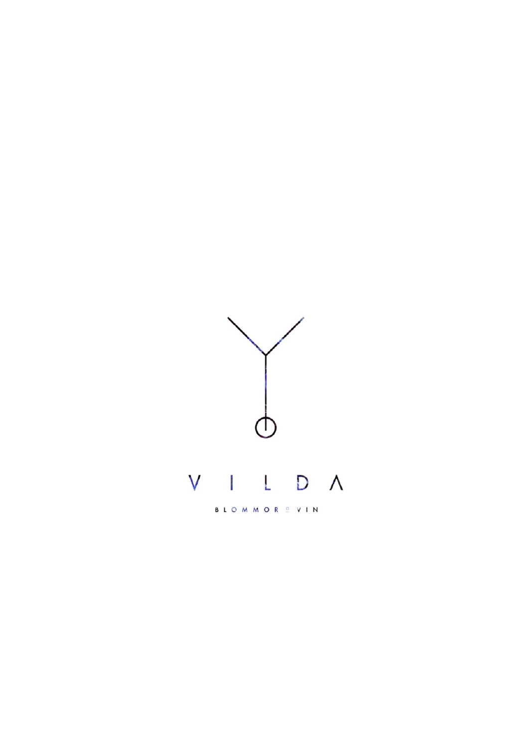V I L D A

B L O M M O R º V I N